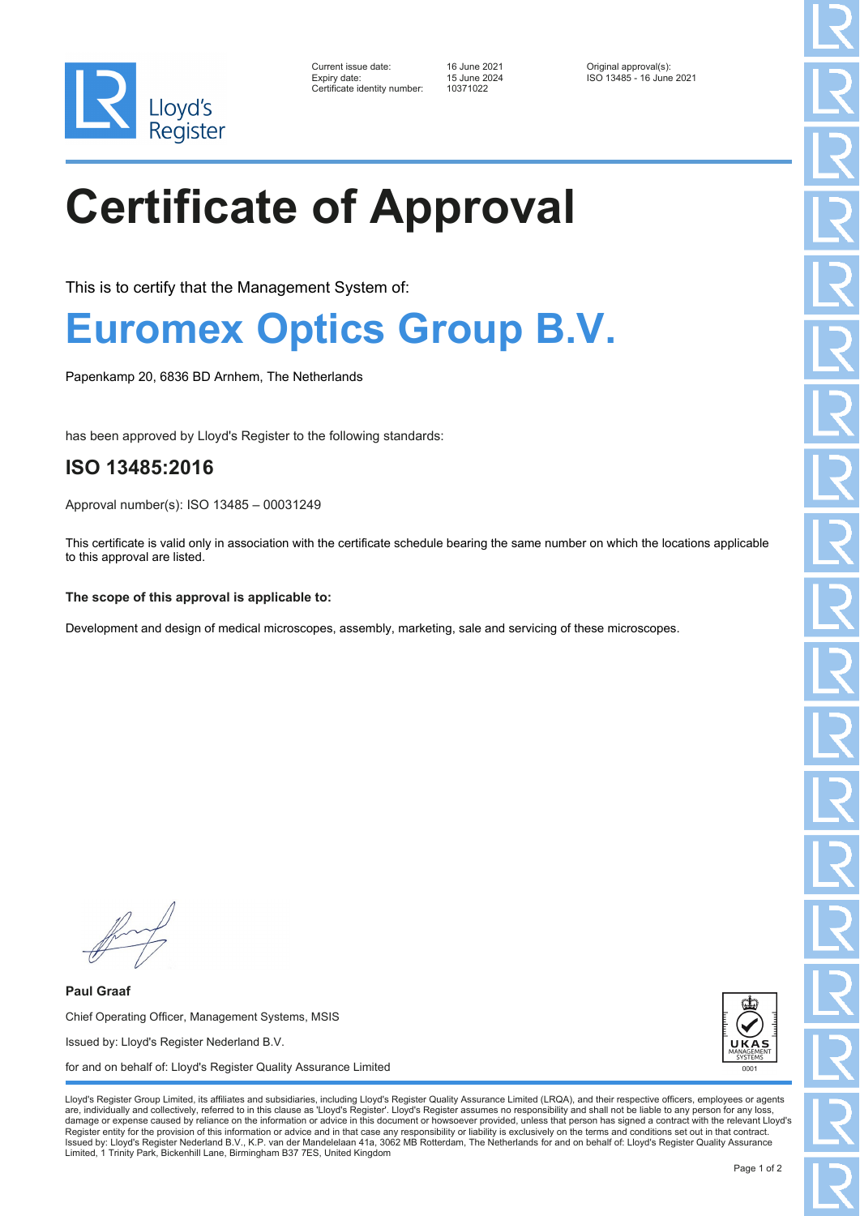Lloyd's Register

| | | |
|---|---|---|
| Current issue date: | 16 June 2021 | Original approval(s): |
| Expiry date: | 15 June 2024 | ISO 13485 - 16 June 2021 |
| Certificate identity number: | 10371022 | |

# Certificate of Approval

This is to certify that the Management System of:

## Euromex Optics Group B.V.

Papenkamp 20, 6836 BD Arnhem, The Netherlands

has been approved by Lloyd's Register to the following standards:

## ISO 13485:2016

Approval number(s): ISO 13485 – 00031249

This certificate is valid only in association with the certificate schedule bearing the same number on which the locations applicable to this approval are listed.

**The scope of this approval is applicable to:**

Development and design of medical microscopes, assembly, marketing, sale and servicing of these microscopes.

**Paul Graaf**

Chief Operating Officer, Management Systems, MSIS

Issued by: Lloyd's Register Nederland B.V.

for and on behalf of: Lloyd's Register Quality Assurance Limited

UKAS MANAGEMENT SYSTEMS 0001

Lloyd's Register Group Limited, its affiliates and subsidiaries, including Lloyd's Register Quality Assurance Limited (LRQA), and their respective officers, employees or agents are, individually and collectively, referred to in this clause as 'Lloyd's Register'. Lloyd's Register assumes no responsibility and shall not be liable to any person for any loss, damage or expense caused by reliance on the information or advice in this document or howsoever provided, unless that person has signed a contract with the relevant Lloyd's Register entity for the provision of this information or advice and in that case any responsibility or liability is exclusively on the terms and conditions set out in that contract. Issued by: Lloyd's Register Nederland B.V., K.P. van der Mandelelaan 41a, 3062 MB Rotterdam, The Netherlands for and on behalf of: Lloyd's Register Quality Assurance Limited, 1 Trinity Park, Bickenhill Lane, Birmingham B37 7ES, United Kingdom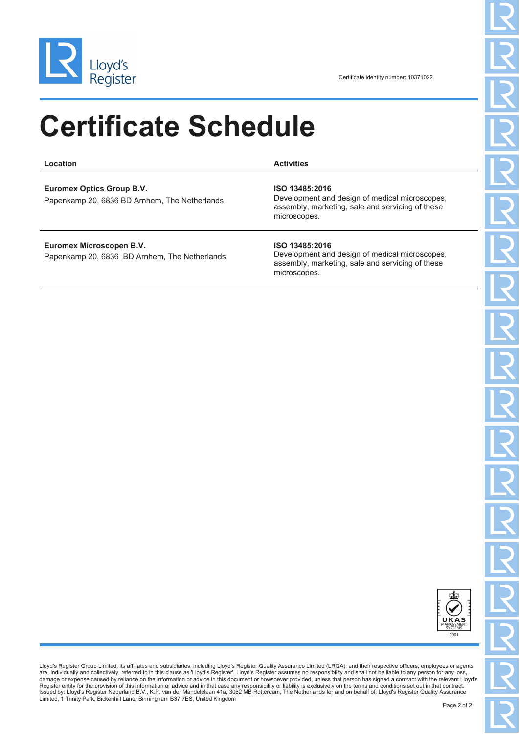Lloyd's Register

Certificate identity number: 10371022

# Certificate Schedule

| Location | Activities |
| --- | --- |
| **Euromex Optics Group B.V.**<br>Papenkamp 20, 6836 BD Arnhem, The Netherlands | **ISO 13485:2016**<br>Development and design of medical microscopes, assembly, marketing, sale and servicing of these microscopes. |
| **Euromex Microscopen B.V.**<br>Papenkamp 20, 6836 BD Arnhem, The Netherlands | **ISO 13485:2016**<br>Development and design of medical microscopes, assembly, marketing, sale and servicing of these microscopes. |

UKAS MANAGEMENT SYSTEMS
0001

Lloyd's Register Group Limited, its affiliates and subsidiaries, including Lloyd's Register Quality Assurance Limited (LRQA), and their respective officers, employees or agents are, individually and collectively, referred to in this clause as 'Lloyd's Register'. Lloyd's Register assumes no responsibility and shall not be liable to any person for any loss, damage or expense caused by reliance on the information or advice in this document or howsoever provided, unless that person has signed a contract with the relevant Lloyd's Register entity for the provision of this information or advice and in that case any responsibility or liability is exclusively on the terms and conditions set out in that contract.
Issued by: Lloyd's Register Nederland B.V., K.P. van der Mandelelaan 41a, 3062 MB Rotterdam, The Netherlands for and on behalf of: Lloyd's Register Quality Assurance Limited, 1 Trinity Park, Bickenhill Lane, Birmingham B37 7ES, United Kingdom